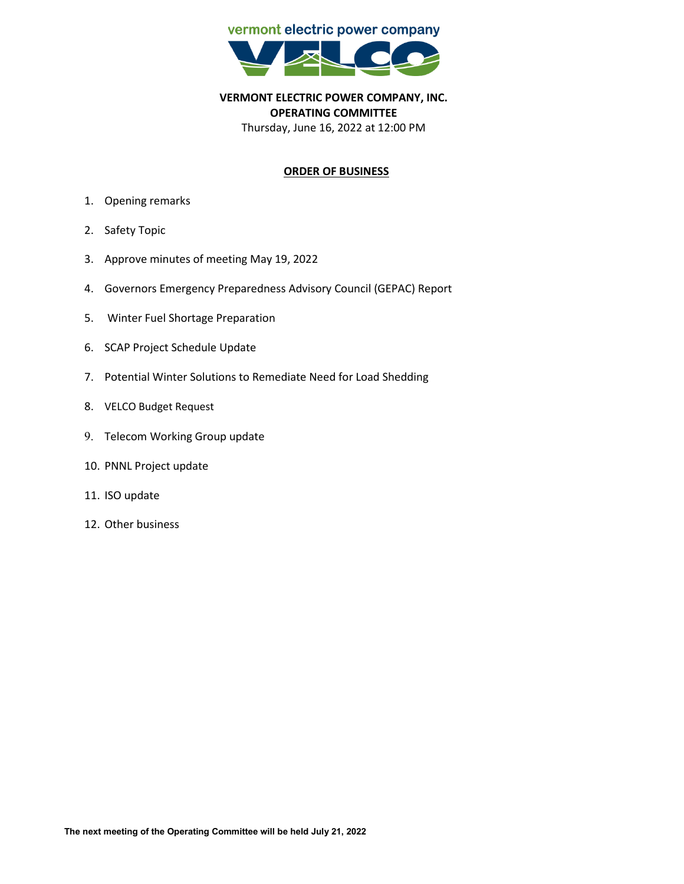vermont electric power company

**VELCO**

**VERMONT ELECTRIC POWER COMPANY, INC.**
**OPERATING COMMITTEE**
Thursday, June 16, 2022 at 12:00 PM

## ORDER OF BUSINESS

1. Opening remarks
2. Safety Topic
3. Approve minutes of meeting May 19, 2022
4. Governors Emergency Preparedness Advisory Council (GEPAC) Report
5. Winter Fuel Shortage Preparation
6. SCAP Project Schedule Update
7. Potential Winter Solutions to Remediate Need for Load Shedding
8. VELCO Budget Request
9. Telecom Working Group update
10. PNNL Project update
11. ISO update
12. Other business

**The next meeting of the Operating Committee will be held July 21, 2022**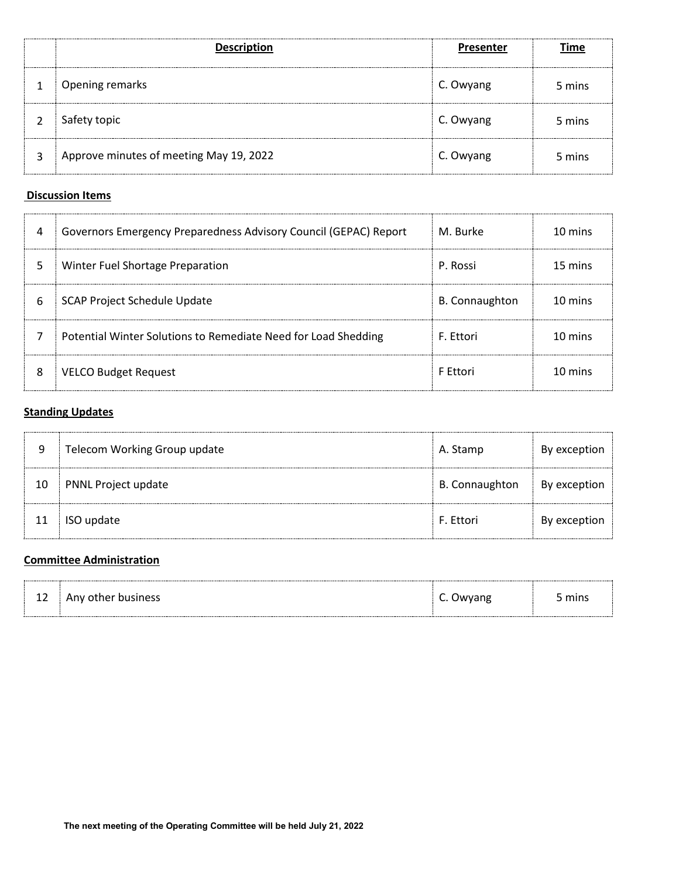| | **Description** | **Presenter** | **Time** |
|---|---|---|---|
| 1 | Opening remarks | C. Owyang | 5 mins |
| 2 | Safety topic | C. Owyang | 5 mins |
| 3 | Approve minutes of meeting May 19, 2022 | C. Owyang | 5 mins |

**Discussion Items**

| | | | |
|---|---|---|---|
| 4 | Governors Emergency Preparedness Advisory Council (GEPAC) Report | M. Burke | 10 mins |
| 5 | Winter Fuel Shortage Preparation | P. Rossi | 15 mins |
| 6 | SCAP Project Schedule Update | B. Connaughton | 10 mins |
| 7 | Potential Winter Solutions to Remediate Need for Load Shedding | F. Ettori | 10 mins |
| 8 | VELCO Budget Request | F Ettori | 10 mins |

**Standing Updates**

| | | | |
|---|---|---|---|
| 9 | Telecom Working Group update | A. Stamp | By exception |
| 10 | PNNL Project update | B. Connaughton | By exception |
| 11 | ISO update | F. Ettori | By exception |

**Committee Administration**

| | | | |
|---|---|---|---|
| 12 | Any other business | C. Owyang | 5 mins |

**The next meeting of the Operating Committee will be held July 21, 2022**